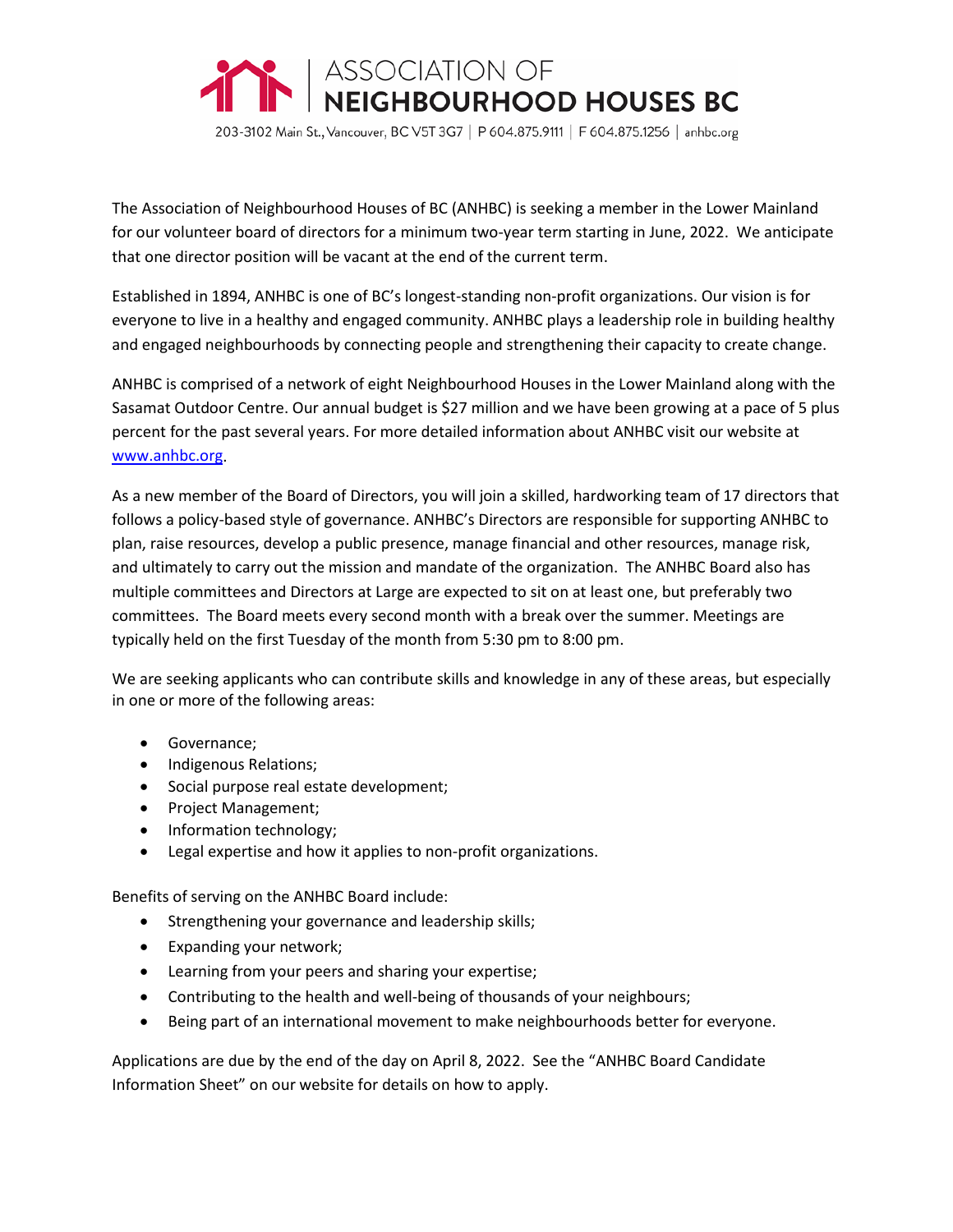# ASSOCIATION OF NEIGHBOURHOOD HOUSES BC

203-3102 Main St., Vancouver, BC V5T 3G7 | P 604.875.9111 | F 604.875.1256 | anhbc.org

The Association of Neighbourhood Houses of BC (ANHBC) is seeking a member in the Lower Mainland for our volunteer board of directors for a minimum two-year term starting in June, 2022. We anticipate that one director position will be vacant at the end of the current term.

Established in 1894, ANHBC is one of BC's longest-standing non-profit organizations. Our vision is for everyone to live in a healthy and engaged community. ANHBC plays a leadership role in building healthy and engaged neighbourhoods by connecting people and strengthening their capacity to create change.

ANHBC is comprised of a network of eight Neighbourhood Houses in the Lower Mainland along with the Sasamat Outdoor Centre. Our annual budget is $27 million and we have been growing at a pace of 5 plus percent for the past several years. For more detailed information about ANHBC visit our website at [www.anhbc.org](http://www.anhbc.org).

As a new member of the Board of Directors, you will join a skilled, hardworking team of 17 directors that follows a policy-based style of governance. ANHBC's Directors are responsible for supporting ANHBC to plan, raise resources, develop a public presence, manage financial and other resources, manage risk, and ultimately to carry out the mission and mandate of the organization. The ANHBC Board also has multiple committees and Directors at Large are expected to sit on at least one, but preferably two committees. The Board meets every second month with a break over the summer. Meetings are typically held on the first Tuesday of the month from 5:30 pm to 8:00 pm.

We are seeking applicants who can contribute skills and knowledge in any of these areas, but especially in one or more of the following areas:

- Governance;
- Indigenous Relations;
- Social purpose real estate development;
- Project Management;
- Information technology;
- Legal expertise and how it applies to non-profit organizations.

Benefits of serving on the ANHBC Board include:

- Strengthening your governance and leadership skills;
- Expanding your network;
- Learning from your peers and sharing your expertise;
- Contributing to the health and well-being of thousands of your neighbours;
- Being part of an international movement to make neighbourhoods better for everyone.

Applications are due by the end of the day on April 8, 2022. See the "ANHBC Board Candidate Information Sheet" on our website for details on how to apply.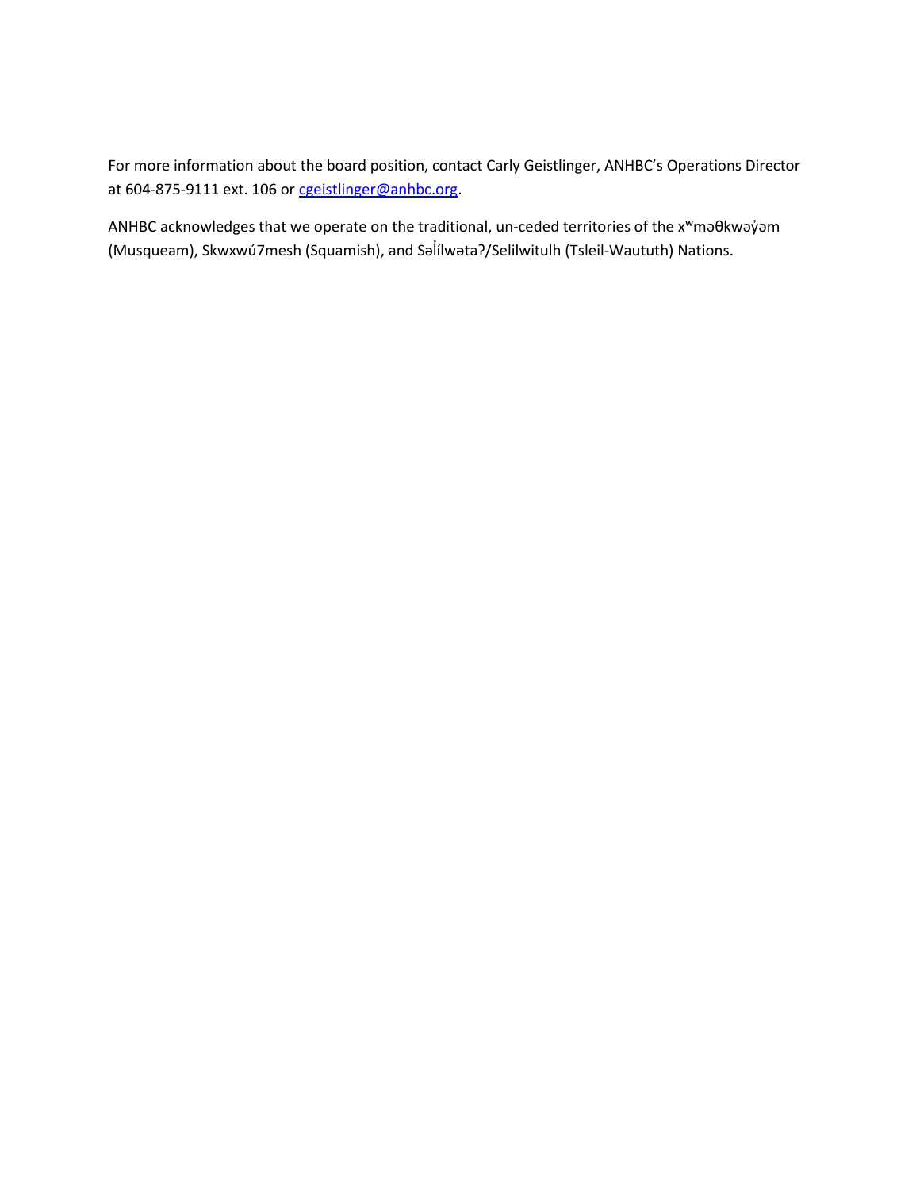For more information about the board position, contact Carly Geistlinger, ANHBC's Operations Director at 604-875-9111 ext. 106 or [cgeistlinger@anhbc.org](mailto:cgeistlinger@anhbc.org).

ANHBC acknowledges that we operate on the traditional, un-ceded territories of the xʷməθkwəy̓əm (Musqueam), Skwxwú7mesh (Squamish), and Səl̓ílwətaʔ/Selilwitulh (Tsleil-Waututh) Nations.